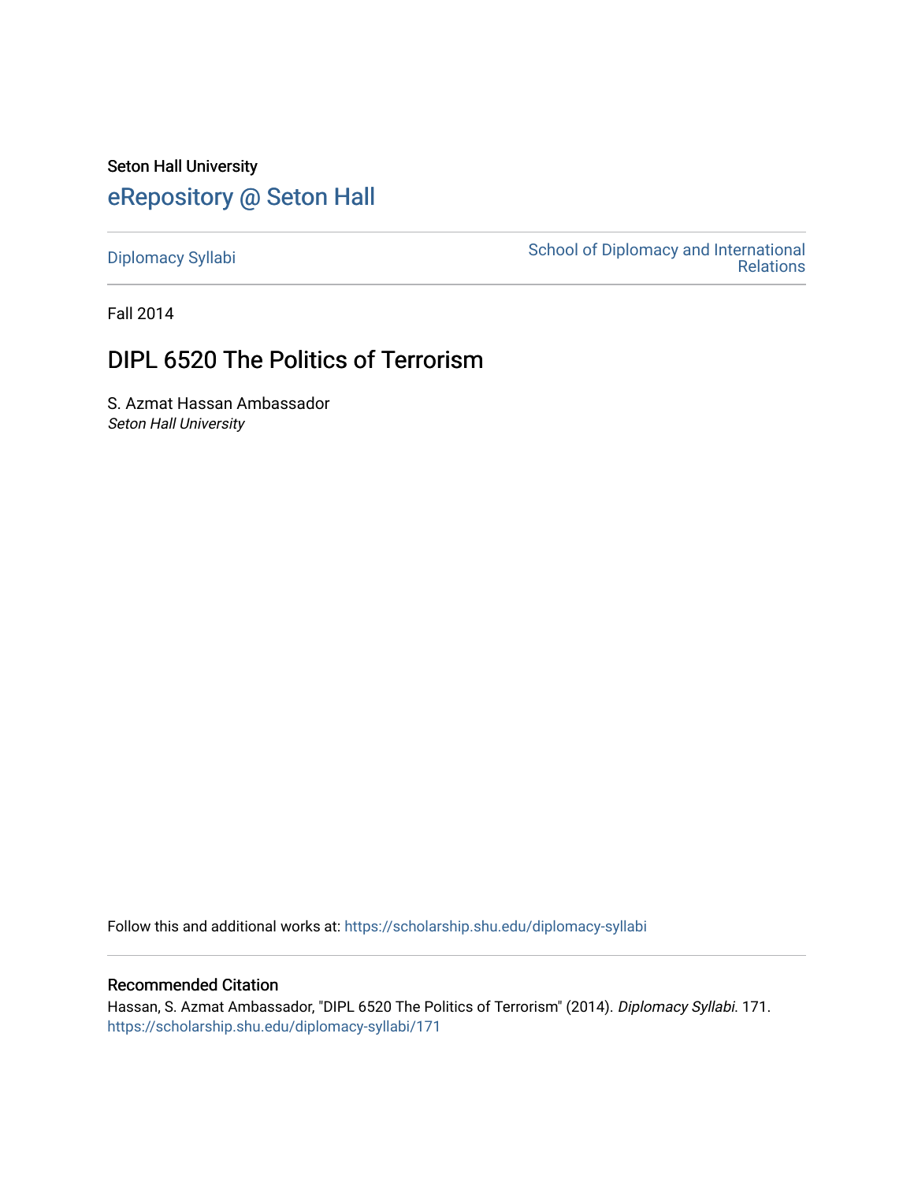Seton Hall University

# eRepository @ Seton Hall

Diplomacy Syllabi

School of Diplomacy and International Relations

Fall 2014

## DIPL 6520 The Politics of Terrorism

S. Azmat Hassan Ambassador
*Seton Hall University*

Follow this and additional works at: https://scholarship.shu.edu/diplomacy-syllabi

### Recommended Citation

Hassan, S. Azmat Ambassador, "DIPL 6520 The Politics of Terrorism" (2014). *Diplomacy Syllabi*. 171.
https://scholarship.shu.edu/diplomacy-syllabi/171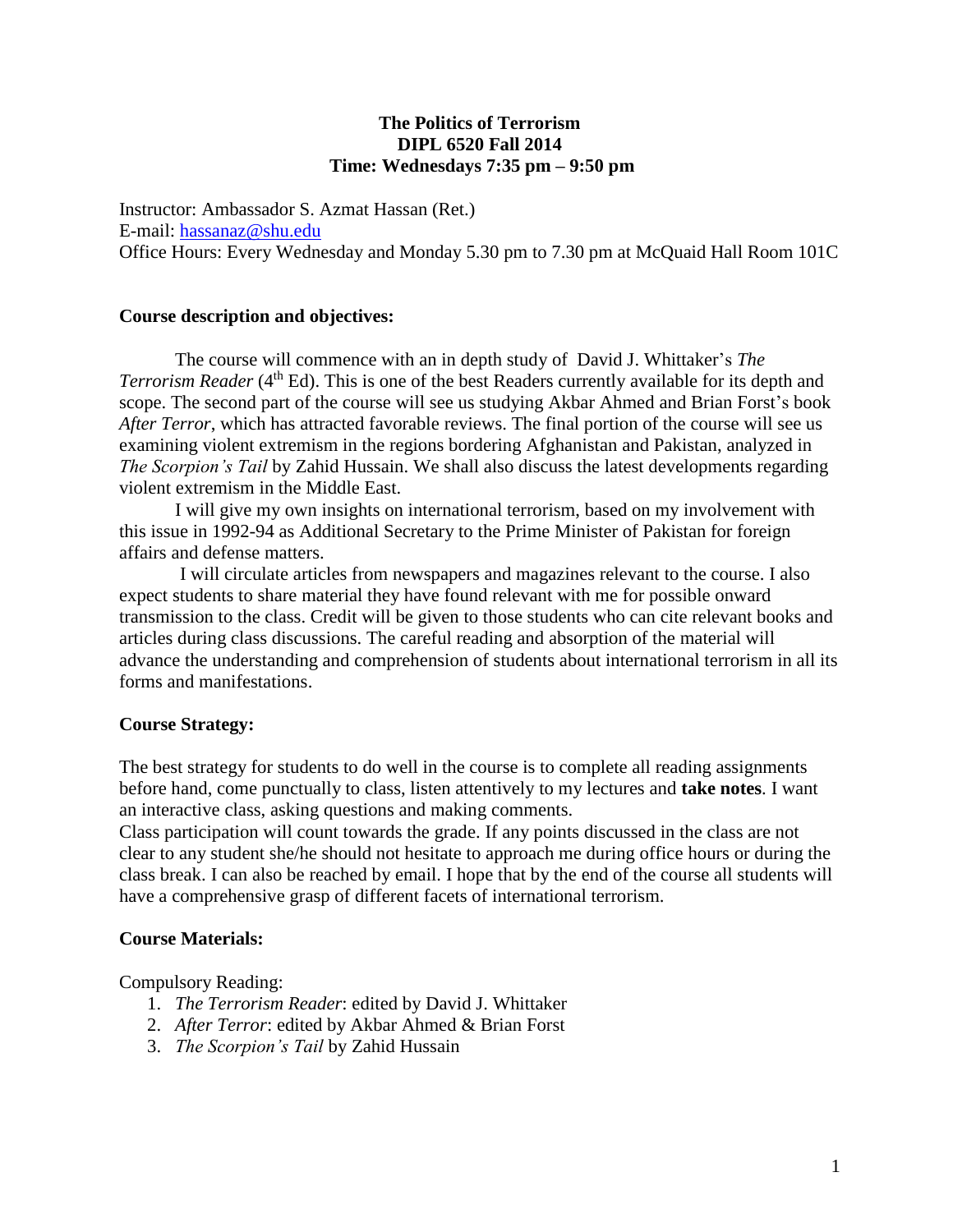**The Politics of Terrorism**
**DIPL 6520 Fall 2014**
**Time: Wednesdays 7:35 pm – 9:50 pm**

Instructor: Ambassador S. Azmat Hassan (Ret.)
E-mail: hassanaz@shu.edu
Office Hours: Every Wednesday and Monday 5.30 pm to 7.30 pm at McQuaid Hall Room 101C

### Course description and objectives:

The course will commence with an in depth study of David J. Whittaker's *The Terrorism Reader* (4th Ed). This is one of the best Readers currently available for its depth and scope. The second part of the course will see us studying Akbar Ahmed and Brian Forst's book *After Terror*, which has attracted favorable reviews. The final portion of the course will see us examining violent extremism in the regions bordering Afghanistan and Pakistan, analyzed in *The Scorpion's Tail* by Zahid Hussain. We shall also discuss the latest developments regarding violent extremism in the Middle East.

I will give my own insights on international terrorism, based on my involvement with this issue in 1992-94 as Additional Secretary to the Prime Minister of Pakistan for foreign affairs and defense matters.

I will circulate articles from newspapers and magazines relevant to the course. I also expect students to share material they have found relevant with me for possible onward transmission to the class. Credit will be given to those students who can cite relevant books and articles during class discussions. The careful reading and absorption of the material will advance the understanding and comprehension of students about international terrorism in all its forms and manifestations.

### Course Strategy:

The best strategy for students to do well in the course is to complete all reading assignments before hand, come punctually to class, listen attentively to my lectures and **take notes**. I want an interactive class, asking questions and making comments.
Class participation will count towards the grade. If any points discussed in the class are not clear to any student she/he should not hesitate to approach me during office hours or during the class break. I can also be reached by email. I hope that by the end of the course all students will have a comprehensive grasp of different facets of international terrorism.

### Course Materials:

Compulsory Reading:

1. *The Terrorism Reader*: edited by David J. Whittaker
2. *After Terror*: edited by Akbar Ahmed & Brian Forst
3. *The Scorpion's Tail* by Zahid Hussain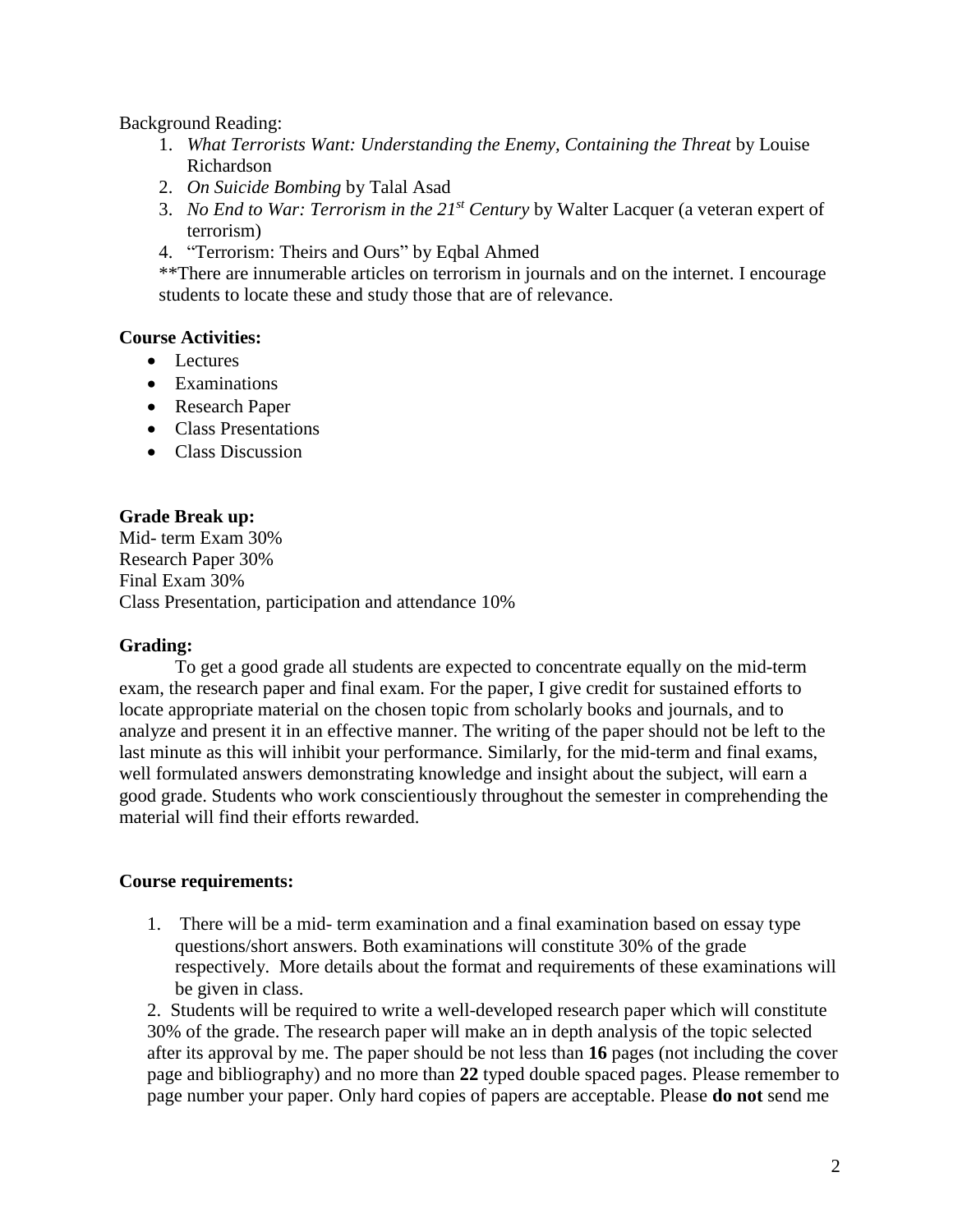Background Reading:

1. *What Terrorists Want: Understanding the Enemy, Containing the Threat* by Louise Richardson
2. *On Suicide Bombing* by Talal Asad
3. *No End to War: Terrorism in the 21st Century* by Walter Lacquer (a veteran expert of terrorism)
4. "Terrorism: Theirs and Ours" by Eqbal Ahmed

**There are innumerable articles on terrorism in journals and on the internet. I encourage students to locate these and study those that are of relevance.

**Course Activities:**

- Lectures
- Examinations
- Research Paper
- Class Presentations
- Class Discussion

**Grade Break up:**

Mid- term Exam 30%
Research Paper 30%
Final Exam 30%
Class Presentation, participation and attendance 10%

**Grading:**

To get a good grade all students are expected to concentrate equally on the mid-term exam, the research paper and final exam. For the paper, I give credit for sustained efforts to locate appropriate material on the chosen topic from scholarly books and journals, and to analyze and present it in an effective manner. The writing of the paper should not be left to the last minute as this will inhibit your performance. Similarly, for the mid-term and final exams, well formulated answers demonstrating knowledge and insight about the subject, will earn a good grade. Students who work conscientiously throughout the semester in comprehending the material will find their efforts rewarded.

**Course requirements:**

1. There will be a mid- term examination and a final examination based on essay type questions/short answers. Both examinations will constitute 30% of the grade respectively. More details about the format and requirements of these examinations will be given in class.
2. Students will be required to write a well-developed research paper which will constitute 30% of the grade. The research paper will make an in depth analysis of the topic selected after its approval by me. The paper should be not less than **16** pages (not including the cover page and bibliography) and no more than **22** typed double spaced pages. Please remember to page number your paper. Only hard copies of papers are acceptable. Please **do not** send me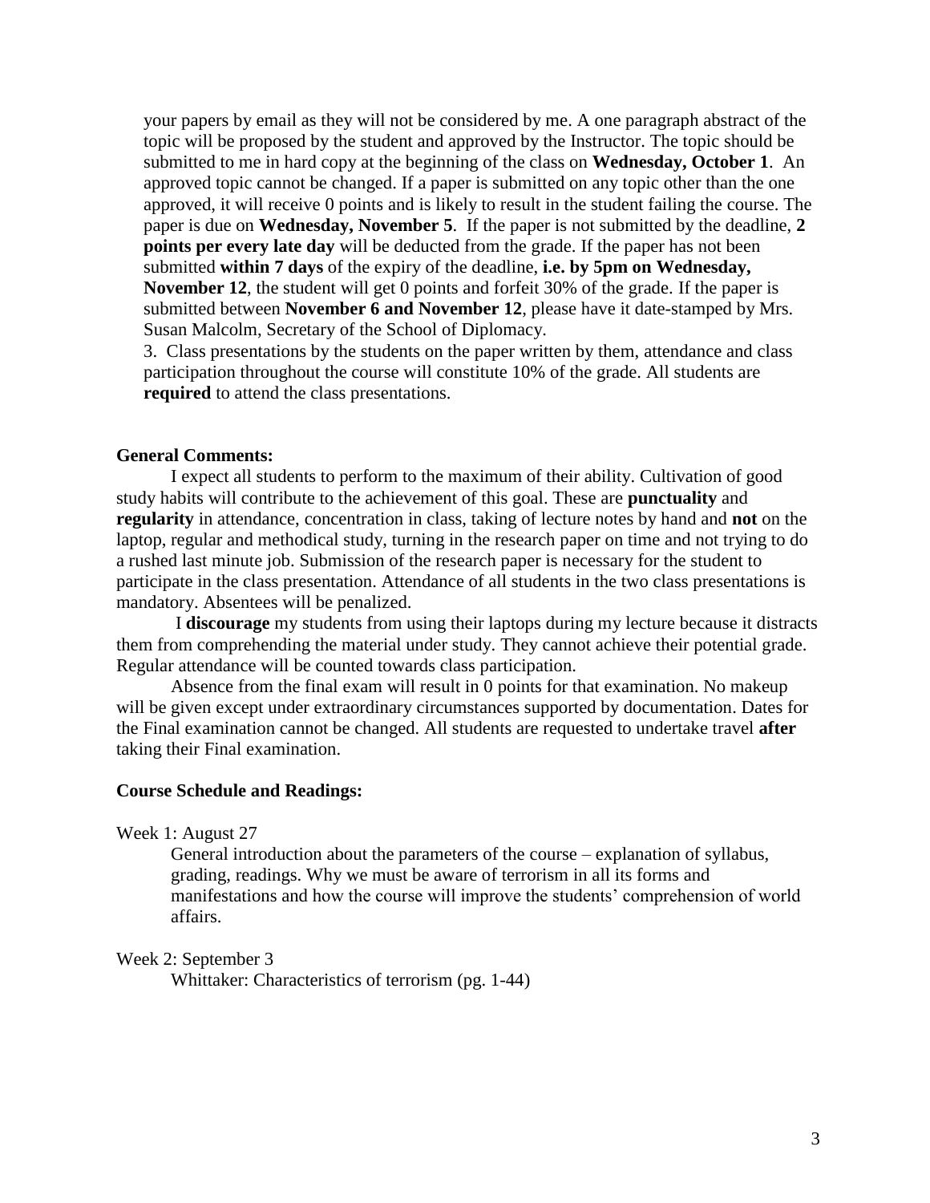your papers by email as they will not be considered by me. A one paragraph abstract of the topic will be proposed by the student and approved by the Instructor. The topic should be submitted to me in hard copy at the beginning of the class on **Wednesday, October 1**. An approved topic cannot be changed. If a paper is submitted on any topic other than the one approved, it will receive 0 points and is likely to result in the student failing the course. The paper is due on **Wednesday, November 5**. If the paper is not submitted by the deadline, **2 points per every late day** will be deducted from the grade. If the paper has not been submitted **within 7 days** of the expiry of the deadline, **i.e. by 5pm on Wednesday, November 12**, the student will get 0 points and forfeit 30% of the grade. If the paper is submitted between **November 6 and November 12**, please have it date-stamped by Mrs. Susan Malcolm, Secretary of the School of Diplomacy.

3. Class presentations by the students on the paper written by them, attendance and class participation throughout the course will constitute 10% of the grade. All students are **required** to attend the class presentations.

**General Comments:**

I expect all students to perform to the maximum of their ability. Cultivation of good study habits will contribute to the achievement of this goal. These are **punctuality** and **regularity** in attendance, concentration in class, taking of lecture notes by hand and **not** on the laptop, regular and methodical study, turning in the research paper on time and not trying to do a rushed last minute job. Submission of the research paper is necessary for the student to participate in the class presentation. Attendance of all students in the two class presentations is mandatory. Absentees will be penalized.

I **discourage** my students from using their laptops during my lecture because it distracts them from comprehending the material under study. They cannot achieve their potential grade. Regular attendance will be counted towards class participation.

Absence from the final exam will result in 0 points for that examination. No makeup will be given except under extraordinary circumstances supported by documentation. Dates for the Final examination cannot be changed. All students are requested to undertake travel **after** taking their Final examination.

**Course Schedule and Readings:**

Week 1: August 27

General introduction about the parameters of the course – explanation of syllabus, grading, readings. Why we must be aware of terrorism in all its forms and manifestations and how the course will improve the students' comprehension of world affairs.

Week 2: September 3

Whittaker: Characteristics of terrorism (pg. 1-44)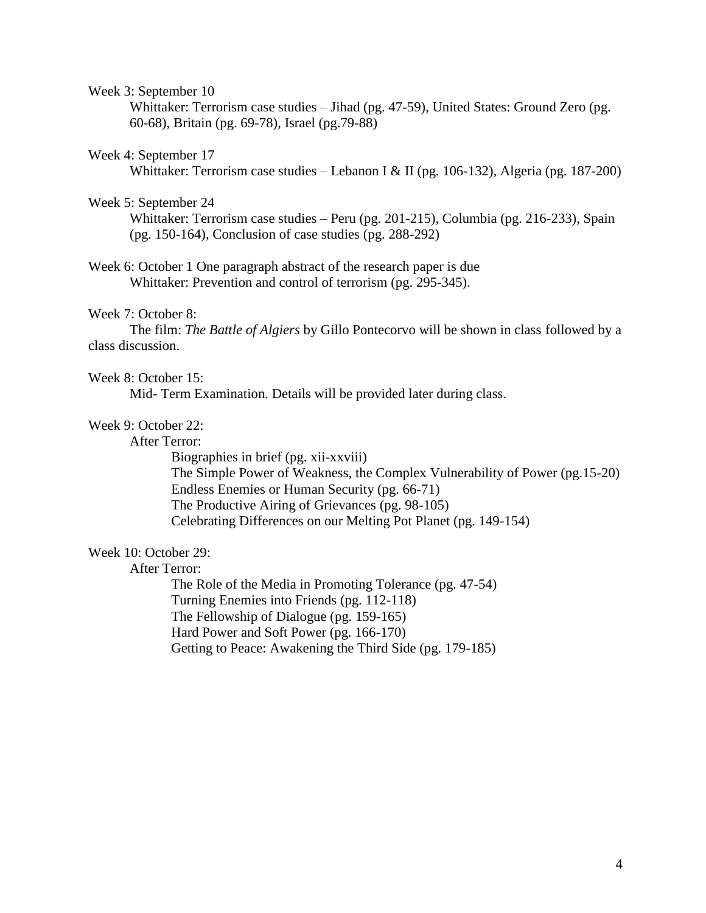Week 3: September 10

Whittaker: Terrorism case studies – Jihad (pg. 47-59), United States: Ground Zero (pg. 60-68), Britain (pg. 69-78), Israel (pg.79-88)

Week 4: September 17

Whittaker: Terrorism case studies – Lebanon I & II (pg. 106-132), Algeria (pg. 187-200)

Week 5: September 24

Whittaker: Terrorism case studies – Peru (pg. 201-215), Columbia (pg. 216-233), Spain (pg. 150-164), Conclusion of case studies (pg. 288-292)

Week 6: October 1 One paragraph abstract of the research paper is due

Whittaker: Prevention and control of terrorism (pg. 295-345).

Week 7: October 8:

The film: *The Battle of Algiers* by Gillo Pontecorvo will be shown in class followed by a class discussion.

Week 8: October 15:

Mid- Term Examination. Details will be provided later during class.

Week 9: October 22:

After Terror:

- Biographies in brief (pg. xii-xxviii)
- The Simple Power of Weakness, the Complex Vulnerability of Power (pg.15-20)
- Endless Enemies or Human Security (pg. 66-71)
- The Productive Airing of Grievances (pg. 98-105)
- Celebrating Differences on our Melting Pot Planet (pg. 149-154)

Week 10: October 29:

After Terror:

- The Role of the Media in Promoting Tolerance (pg. 47-54)
- Turning Enemies into Friends (pg. 112-118)
- The Fellowship of Dialogue (pg. 159-165)
- Hard Power and Soft Power (pg. 166-170)
- Getting to Peace: Awakening the Third Side (pg. 179-185)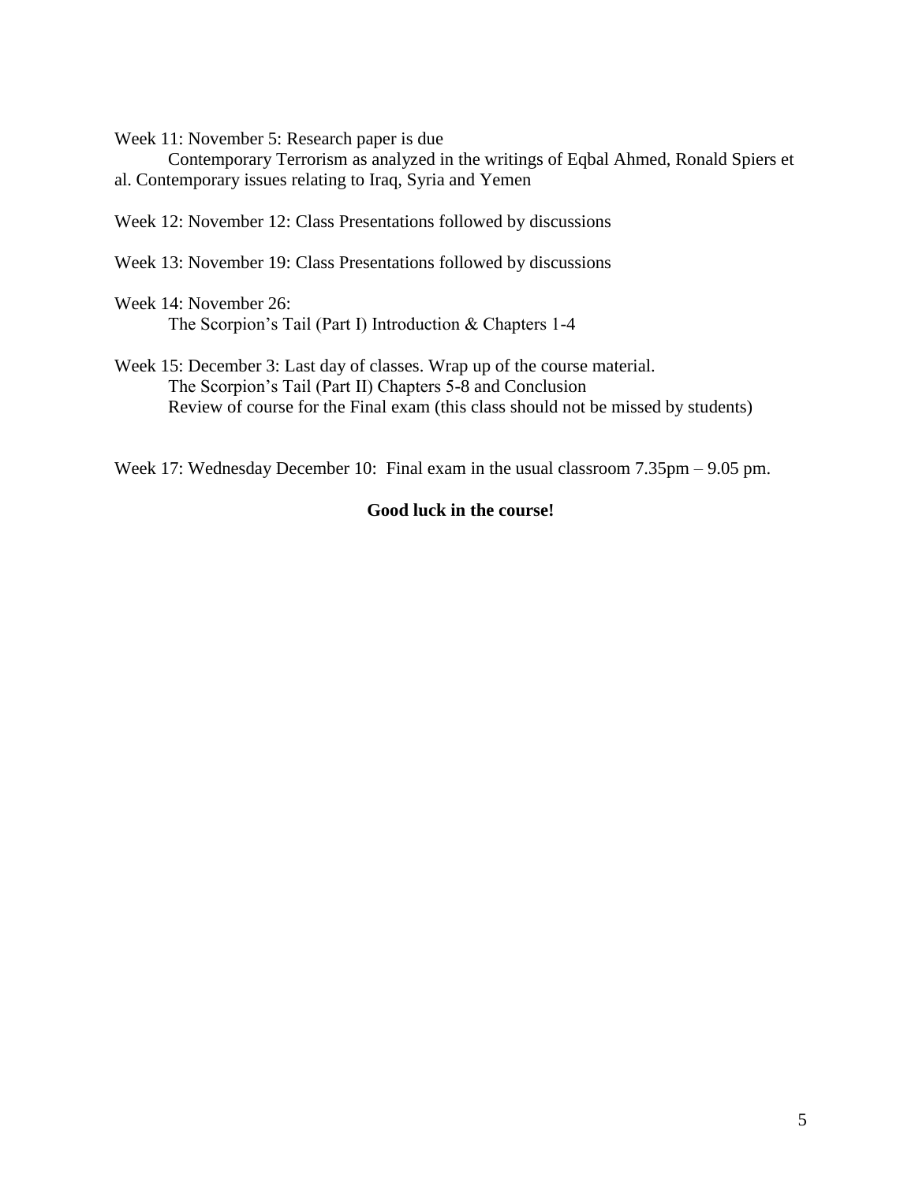Week 11: November 5: Research paper is due

Contemporary Terrorism as analyzed in the writings of Eqbal Ahmed, Ronald Spiers et al. Contemporary issues relating to Iraq, Syria and Yemen

Week 12: November 12: Class Presentations followed by discussions

Week 13: November 19: Class Presentations followed by discussions

Week 14: November 26:

The Scorpion's Tail (Part I) Introduction & Chapters 1-4

Week 15: December 3: Last day of classes. Wrap up of the course material.

The Scorpion's Tail (Part II) Chapters 5-8 and Conclusion

Review of course for the Final exam (this class should not be missed by students)

Week 17: Wednesday December 10: Final exam in the usual classroom 7.35pm – 9.05 pm.

**Good luck in the course!**